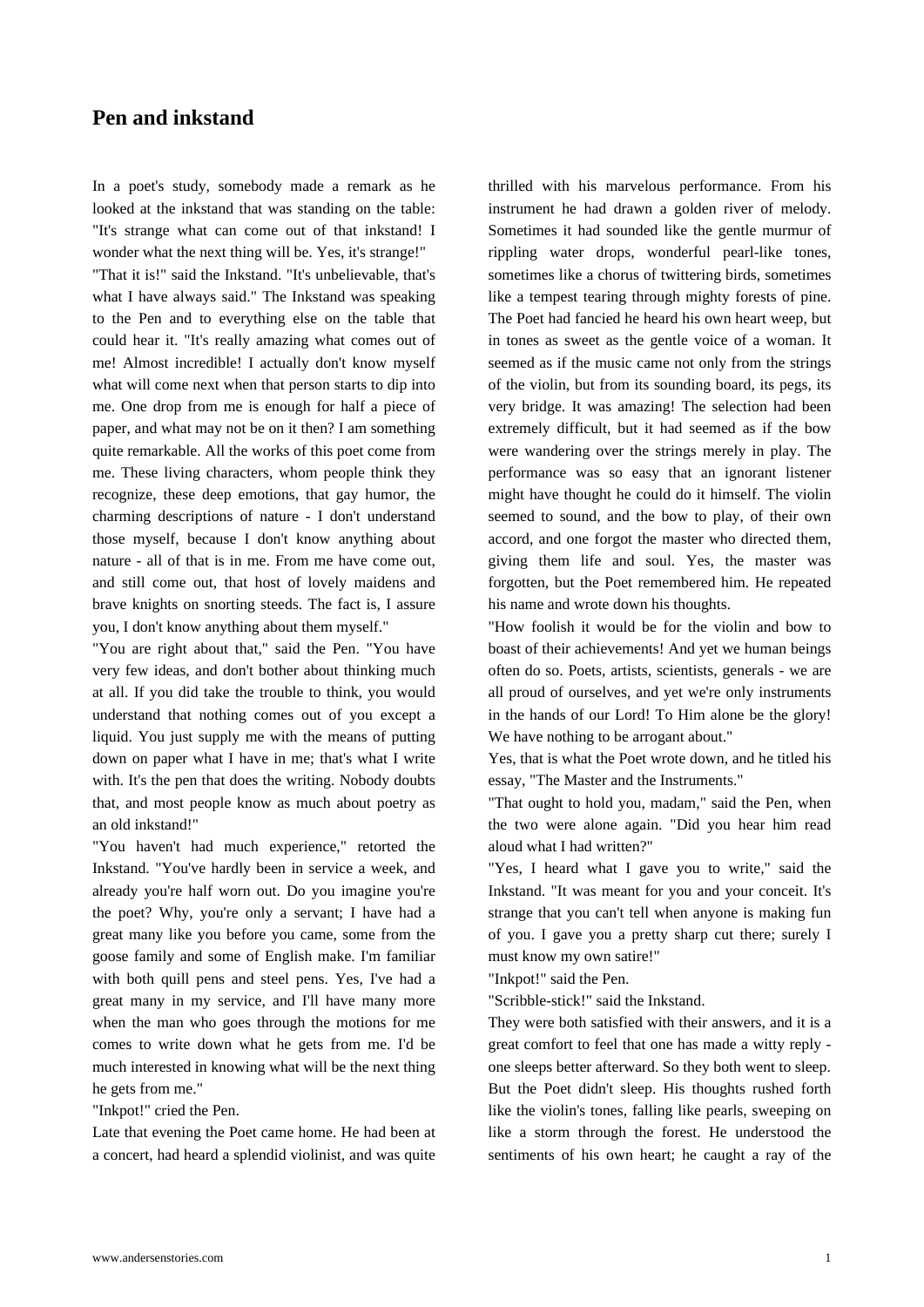# Pen and inkstand

In a poet's study, somebody made a remark as he looked at the inkstand that was standing on the table: "It's strange what can come out of that inkstand! I wonder what the next thing will be. Yes, it's strange!"

"That it is!" said the Inkstand. "It's unbelievable, that's what I have always said." The Inkstand was speaking to the Pen and to everything else on the table that could hear it. "It's really amazing what comes out of me! Almost incredible! I actually don't know myself what will come next when that person starts to dip into me. One drop from me is enough for half a piece of paper, and what may not be on it then? I am something quite remarkable. All the works of this poet come from me. These living characters, whom people think they recognize, these deep emotions, that gay humor, the charming descriptions of nature - I don't understand those myself, because I don't know anything about nature - all of that is in me. From me have come out, and still come out, that host of lovely maidens and brave knights on snorting steeds. The fact is, I assure you, I don't know anything about them myself."

"You are right about that," said the Pen. "You have very few ideas, and don't bother about thinking much at all. If you did take the trouble to think, you would understand that nothing comes out of you except a liquid. You just supply me with the means of putting down on paper what I have in me; that's what I write with. It's the pen that does the writing. Nobody doubts that, and most people know as much about poetry as an old inkstand!"

"You haven't had much experience," retorted the Inkstand. "You've hardly been in service a week, and already you're half worn out. Do you imagine you're the poet? Why, you're only a servant; I have had a great many like you before you came, some from the goose family and some of English make. I'm familiar with both quill pens and steel pens. Yes, I've had a great many in my service, and I'll have many more when the man who goes through the motions for me comes to write down what he gets from me. I'd be much interested in knowing what will be the next thing he gets from me."

"Inkpot!" cried the Pen.

Late that evening the Poet came home. He had been at a concert, had heard a splendid violinist, and was quite thrilled with his marvelous performance. From his instrument he had drawn a golden river of melody. Sometimes it had sounded like the gentle murmur of rippling water drops, wonderful pearl-like tones, sometimes like a chorus of twittering birds, sometimes like a tempest tearing through mighty forests of pine. The Poet had fancied he heard his own heart weep, but in tones as sweet as the gentle voice of a woman. It seemed as if the music came not only from the strings of the violin, but from its sounding board, its pegs, its very bridge. It was amazing! The selection had been extremely difficult, but it had seemed as if the bow were wandering over the strings merely in play. The performance was so easy that an ignorant listener might have thought he could do it himself. The violin seemed to sound, and the bow to play, of their own accord, and one forgot the master who directed them, giving them life and soul. Yes, the master was forgotten, but the Poet remembered him. He repeated his name and wrote down his thoughts.

"How foolish it would be for the violin and bow to boast of their achievements! And yet we human beings often do so. Poets, artists, scientists, generals - we are all proud of ourselves, and yet we're only instruments in the hands of our Lord! To Him alone be the glory! We have nothing to be arrogant about."

Yes, that is what the Poet wrote down, and he titled his essay, "The Master and the Instruments."

"That ought to hold you, madam," said the Pen, when the two were alone again. "Did you hear him read aloud what I had written?"

"Yes, I heard what I gave you to write," said the Inkstand. "It was meant for you and your conceit. It's strange that you can't tell when anyone is making fun of you. I gave you a pretty sharp cut there; surely I must know my own satire!"

"Inkpot!" said the Pen.

"Scribble-stick!" said the Inkstand.

They were both satisfied with their answers, and it is a great comfort to feel that one has made a witty reply - one sleeps better afterward. So they both went to sleep. But the Poet didn't sleep. His thoughts rushed forth like the violin's tones, falling like pearls, sweeping on like a storm through the forest. He understood the sentiments of his own heart; he caught a ray of the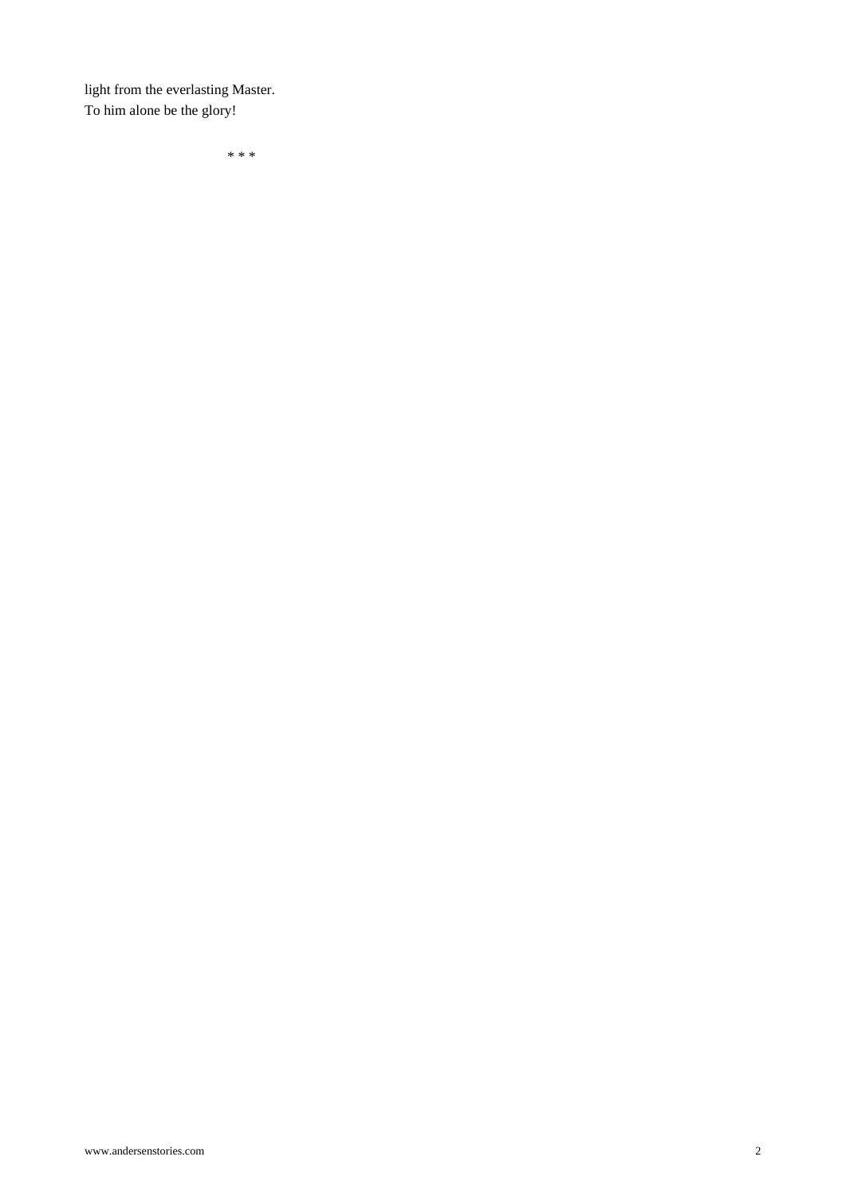light from the everlasting Master.
To him alone be the glory!

* * *